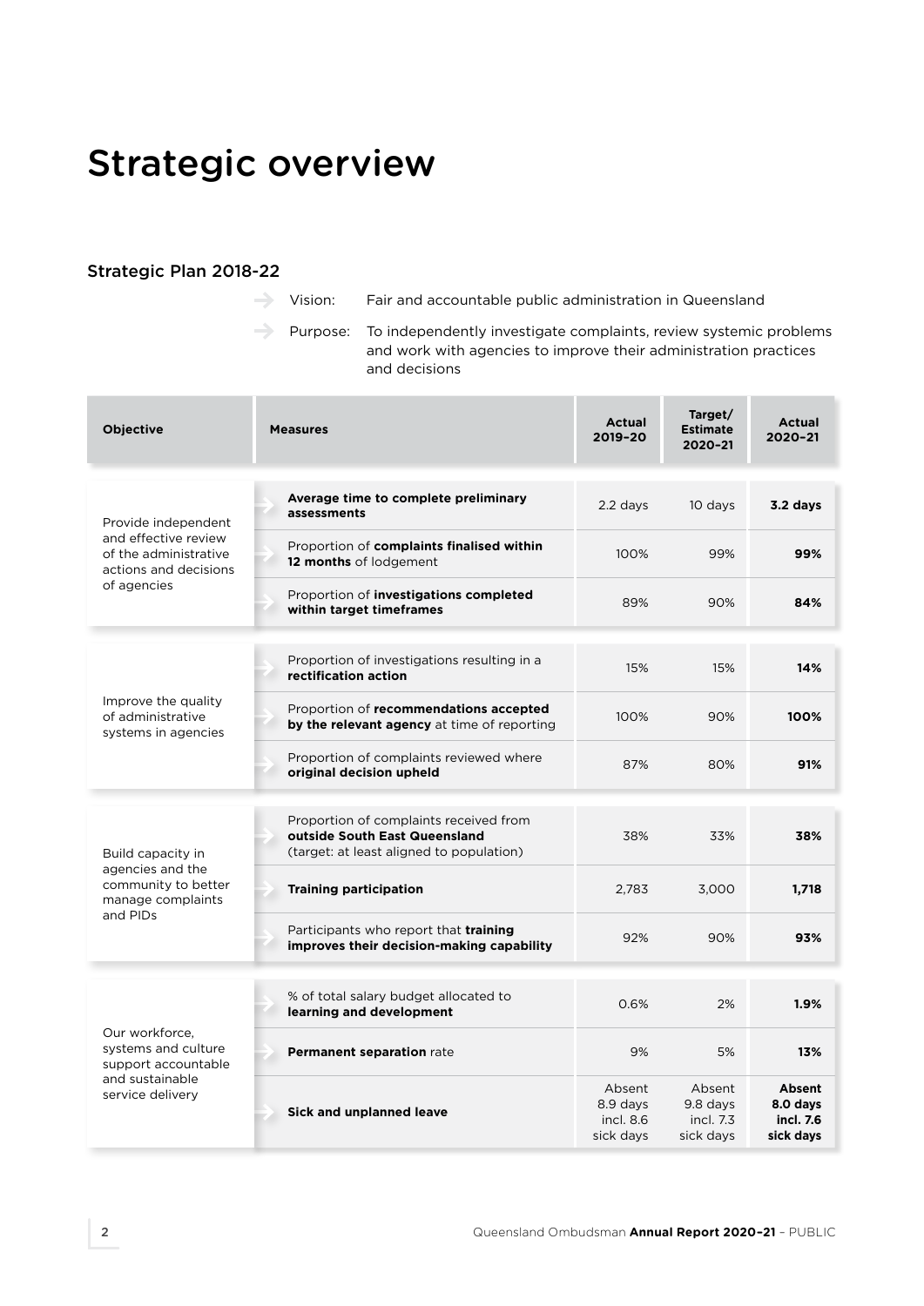# Strategic overview

## Strategic Plan 2018-22

- Vision: Fair and accountable public administration in Queensland
- Purpose: To independently investigate complaints, review systemic problems and work with agencies to improve their administration practices and decisions

| Objective | Measures | Actual 2019–20 | Target/ Estimate 2020–21 | Actual 2020–21 |
|---|---|---|---|---|
| Provide independent and effective review of the administrative actions and decisions of agencies | **Average time to complete preliminary assessments** | 2.2 days | 10 days | **3.2 days** |
| | Proportion of **complaints finalised within 12 months** of lodgement | 100% | 99% | **99%** |
| | Proportion of **investigations completed within target timeframes** | 89% | 90% | **84%** |
| Improve the quality of administrative systems in agencies | Proportion of investigations resulting in a **rectification action** | 15% | 15% | **14%** |
| | Proportion of **recommendations accepted by the relevant agency** at time of reporting | 100% | 90% | **100%** |
| | Proportion of complaints reviewed where **original decision upheld** | 87% | 80% | **91%** |
| Build capacity in agencies and the community to better manage complaints and PIDs | Proportion of complaints received from **outside South East Queensland** (target: at least aligned to population) | 38% | 33% | **38%** |
| | **Training participation** | 2,783 | 3,000 | **1,718** |
| | Participants who report that **training improves their decision-making capability** | 92% | 90% | **93%** |
| Our workforce, systems and culture support accountable and sustainable service delivery | % of total salary budget allocated to **learning and development** | 0.6% | 2% | **1.9%** |
| | **Permanent separation** rate | 9% | 5% | **13%** |
| | **Sick and unplanned leave** | Absent 8.9 days incl. 8.6 sick days | Absent 9.8 days incl. 7.3 sick days | **Absent 8.0 days incl. 7.6 sick days** |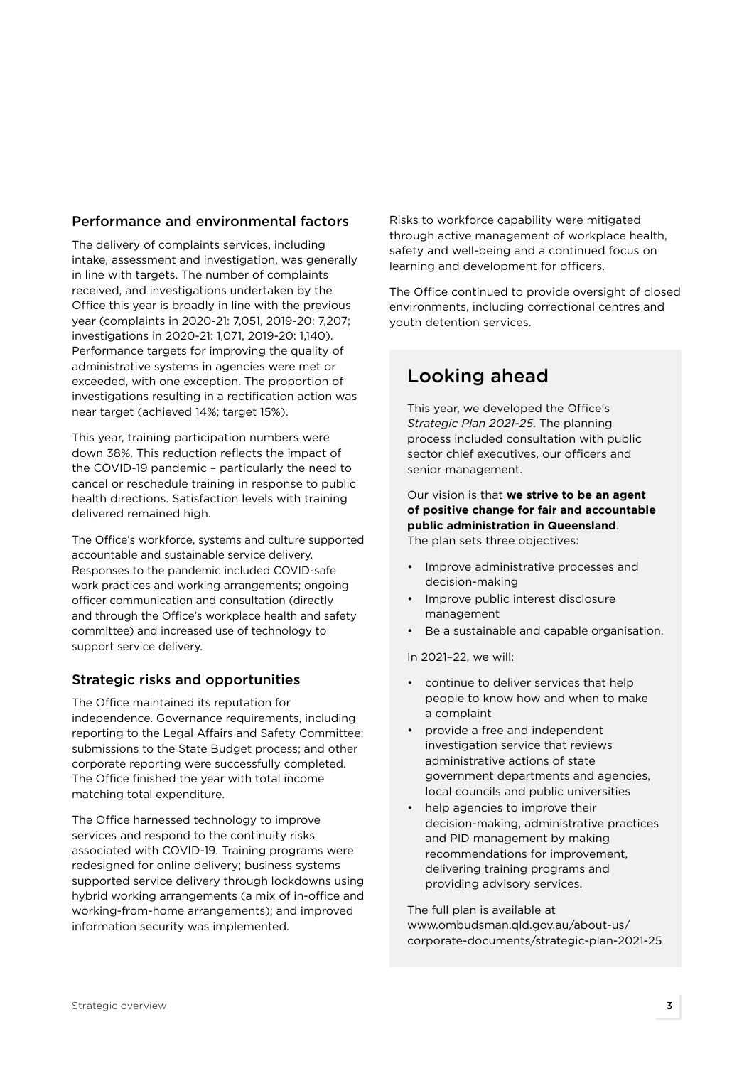### Performance and environmental factors

The delivery of complaints services, including intake, assessment and investigation, was generally in line with targets. The number of complaints received, and investigations undertaken by the Office this year is broadly in line with the previous year (complaints in 2020-21: 7,051, 2019-20: 7,207; investigations in 2020-21: 1,071, 2019-20: 1,140). Performance targets for improving the quality of administrative systems in agencies were met or exceeded, with one exception. The proportion of investigations resulting in a rectification action was near target (achieved 14%; target 15%).

This year, training participation numbers were down 38%. This reduction reflects the impact of the COVID-19 pandemic – particularly the need to cancel or reschedule training in response to public health directions. Satisfaction levels with training delivered remained high.

The Office's workforce, systems and culture supported accountable and sustainable service delivery. Responses to the pandemic included COVID-safe work practices and working arrangements; ongoing officer communication and consultation (directly and through the Office's workplace health and safety committee) and increased use of technology to support service delivery.

### Strategic risks and opportunities

The Office maintained its reputation for independence. Governance requirements, including reporting to the Legal Affairs and Safety Committee; submissions to the State Budget process; and other corporate reporting were successfully completed. The Office finished the year with total income matching total expenditure.

The Office harnessed technology to improve services and respond to the continuity risks associated with COVID-19. Training programs were redesigned for online delivery; business systems supported service delivery through lockdowns using hybrid working arrangements (a mix of in-office and working-from-home arrangements); and improved information security was implemented.

Risks to workforce capability were mitigated through active management of workplace health, safety and well-being and a continued focus on learning and development for officers.

The Office continued to provide oversight of closed environments, including correctional centres and youth detention services.

## Looking ahead

This year, we developed the Office's *Strategic Plan 2021-25*. The planning process included consultation with public sector chief executives, our officers and senior management.

Our vision is that **we strive to be an agent of positive change for fair and accountable public administration in Queensland**. The plan sets three objectives:

- Improve administrative processes and decision-making
- Improve public interest disclosure management
- Be a sustainable and capable organisation.

In 2021–22, we will:

- continue to deliver services that help people to know how and when to make a complaint
- provide a free and independent investigation service that reviews administrative actions of state government departments and agencies, local councils and public universities
- help agencies to improve their decision-making, administrative practices and PID management by making recommendations for improvement, delivering training programs and providing advisory services.

The full plan is available at www.ombudsman.qld.gov.au/about-us/corporate-documents/strategic-plan-2021-25